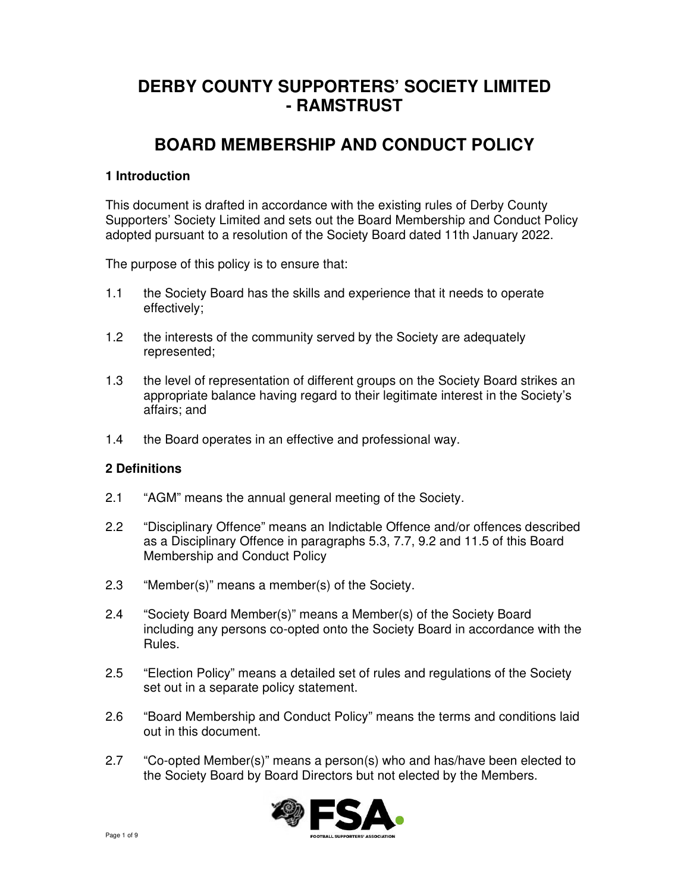# DERBY COUNTY SUPPORTERS' SOCIETY LIMITED - RAMSTRUST

# BOARD MEMBERSHIP AND CONDUCT POLICY

### 1 Introduction

This document is drafted in accordance with the existing rules of Derby County Supporters' Society Limited and sets out the Board Membership and Conduct Policy adopted pursuant to a resolution of the Society Board dated 11th January 2022.

The purpose of this policy is to ensure that:

1.1 the Society Board has the skills and experience that it needs to operate effectively;

1.2 the interests of the community served by the Society are adequately represented;

1.3 the level of representation of different groups on the Society Board strikes an appropriate balance having regard to their legitimate interest in the Society's affairs; and

1.4 the Board operates in an effective and professional way.

### 2 Definitions

2.1 "AGM" means the annual general meeting of the Society.

2.2 "Disciplinary Offence" means an Indictable Offence and/or offences described as a Disciplinary Offence in paragraphs 5.3, 7.7, 9.2 and 11.5 of this Board Membership and Conduct Policy

2.3 "Member(s)" means a member(s) of the Society.

2.4 "Society Board Member(s)" means a Member(s) of the Society Board including any persons co-opted onto the Society Board in accordance with the Rules.

2.5 "Election Policy" means a detailed set of rules and regulations of the Society set out in a separate policy statement.

2.6 "Board Membership and Conduct Policy" means the terms and conditions laid out in this document.

2.7 "Co-opted Member(s)" means a person(s) who and has/have been elected to the Society Board by Board Directors but not elected by the Members.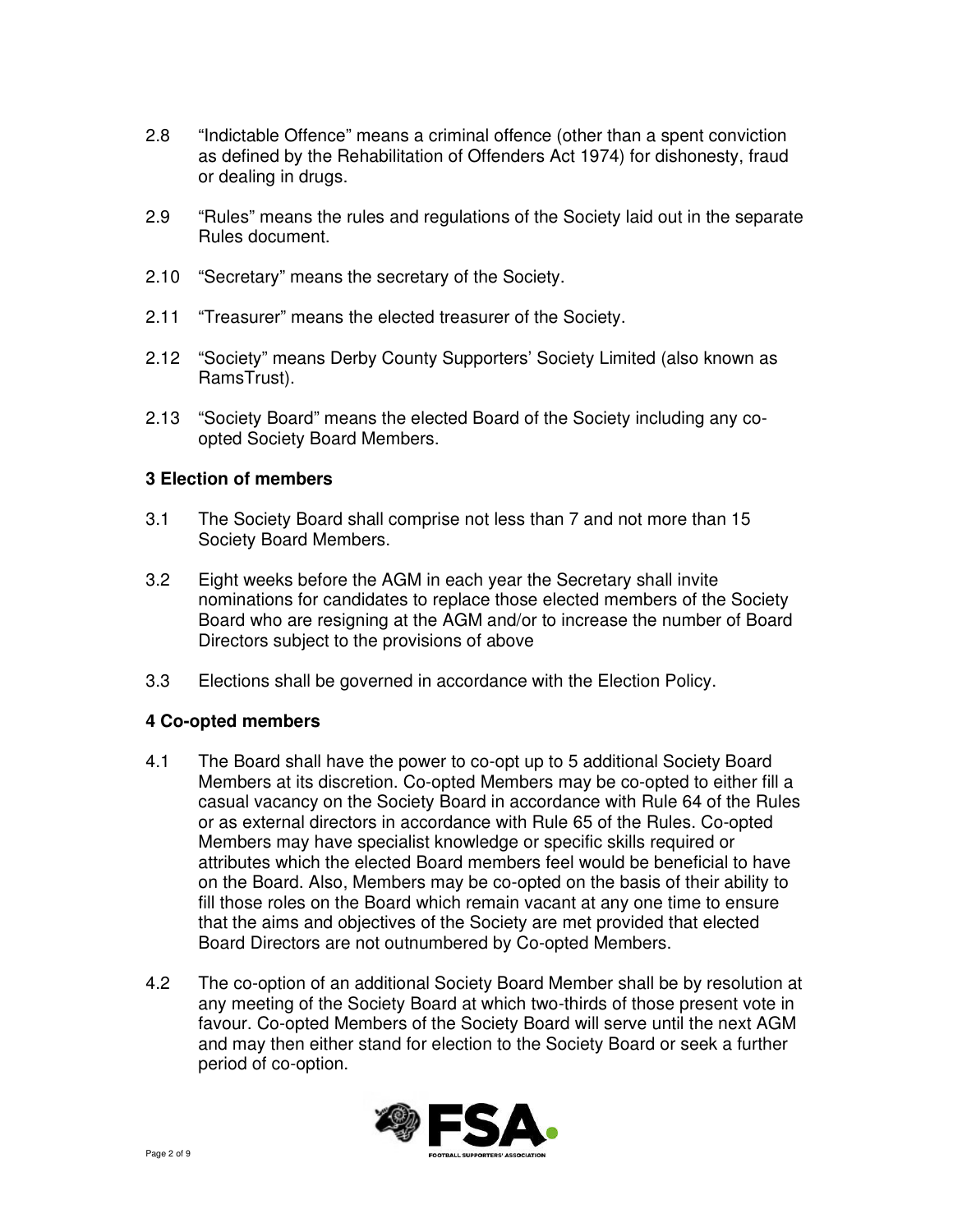2.8 "Indictable Offence" means a criminal offence (other than a spent conviction as defined by the Rehabilitation of Offenders Act 1974) for dishonesty, fraud or dealing in drugs.

2.9 "Rules" means the rules and regulations of the Society laid out in the separate Rules document.

2.10 "Secretary" means the secretary of the Society.

2.11 "Treasurer" means the elected treasurer of the Society.

2.12 "Society" means Derby County Supporters' Society Limited (also known as RamsTrust).

2.13 "Society Board" means the elected Board of the Society including any co-opted Society Board Members.

**3 Election of members**

3.1 The Society Board shall comprise not less than 7 and not more than 15 Society Board Members.

3.2 Eight weeks before the AGM in each year the Secretary shall invite nominations for candidates to replace those elected members of the Society Board who are resigning at the AGM and/or to increase the number of Board Directors subject to the provisions of above

3.3 Elections shall be governed in accordance with the Election Policy.

**4 Co-opted members**

4.1 The Board shall have the power to co-opt up to 5 additional Society Board Members at its discretion. Co-opted Members may be co-opted to either fill a casual vacancy on the Society Board in accordance with Rule 64 of the Rules or as external directors in accordance with Rule 65 of the Rules. Co-opted Members may have specialist knowledge or specific skills required or attributes which the elected Board members feel would be beneficial to have on the Board. Also, Members may be co-opted on the basis of their ability to fill those roles on the Board which remain vacant at any one time to ensure that the aims and objectives of the Society are met provided that elected Board Directors are not outnumbered by Co-opted Members.

4.2 The co-option of an additional Society Board Member shall be by resolution at any meeting of the Society Board at which two-thirds of those present vote in favour. Co-opted Members of the Society Board will serve until the next AGM and may then either stand for election to the Society Board or seek a further period of co-option.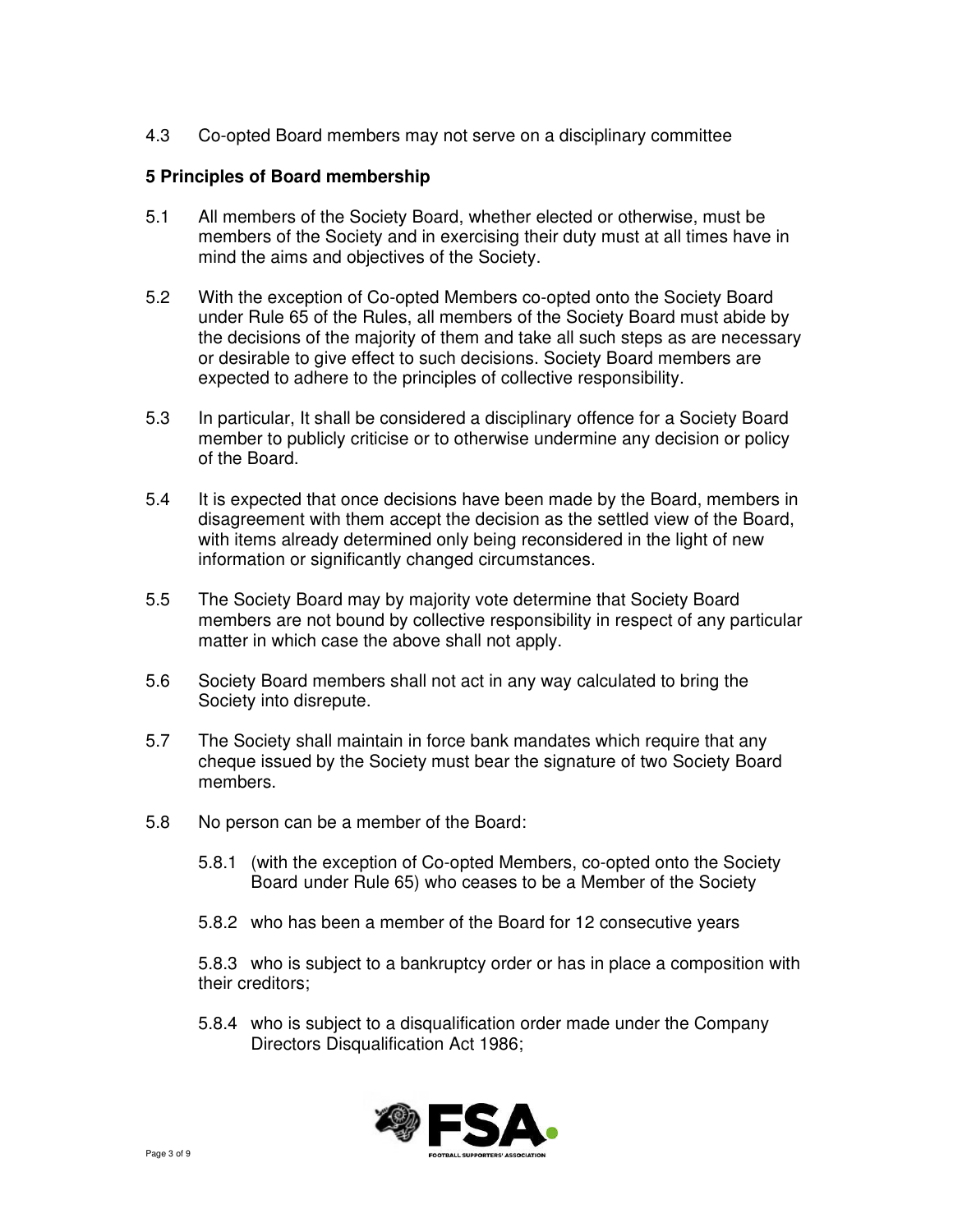4.3 Co-opted Board members may not serve on a disciplinary committee

**5 Principles of Board membership**

5.1 All members of the Society Board, whether elected or otherwise, must be members of the Society and in exercising their duty must at all times have in mind the aims and objectives of the Society.

5.2 With the exception of Co-opted Members co-opted onto the Society Board under Rule 65 of the Rules, all members of the Society Board must abide by the decisions of the majority of them and take all such steps as are necessary or desirable to give effect to such decisions. Society Board members are expected to adhere to the principles of collective responsibility.

5.3 In particular, It shall be considered a disciplinary offence for a Society Board member to publicly criticise or to otherwise undermine any decision or policy of the Board.

5.4 It is expected that once decisions have been made by the Board, members in disagreement with them accept the decision as the settled view of the Board, with items already determined only being reconsidered in the light of new information or significantly changed circumstances.

5.5 The Society Board may by majority vote determine that Society Board members are not bound by collective responsibility in respect of any particular matter in which case the above shall not apply.

5.6 Society Board members shall not act in any way calculated to bring the Society into disrepute.

5.7 The Society shall maintain in force bank mandates which require that any cheque issued by the Society must bear the signature of two Society Board members.

5.8 No person can be a member of the Board:

5.8.1 (with the exception of Co-opted Members, co-opted onto the Society Board under Rule 65) who ceases to be a Member of the Society

5.8.2 who has been a member of the Board for 12 consecutive years

5.8.3 who is subject to a bankruptcy order or has in place a composition with their creditors;

5.8.4 who is subject to a disqualification order made under the Company Directors Disqualification Act 1986;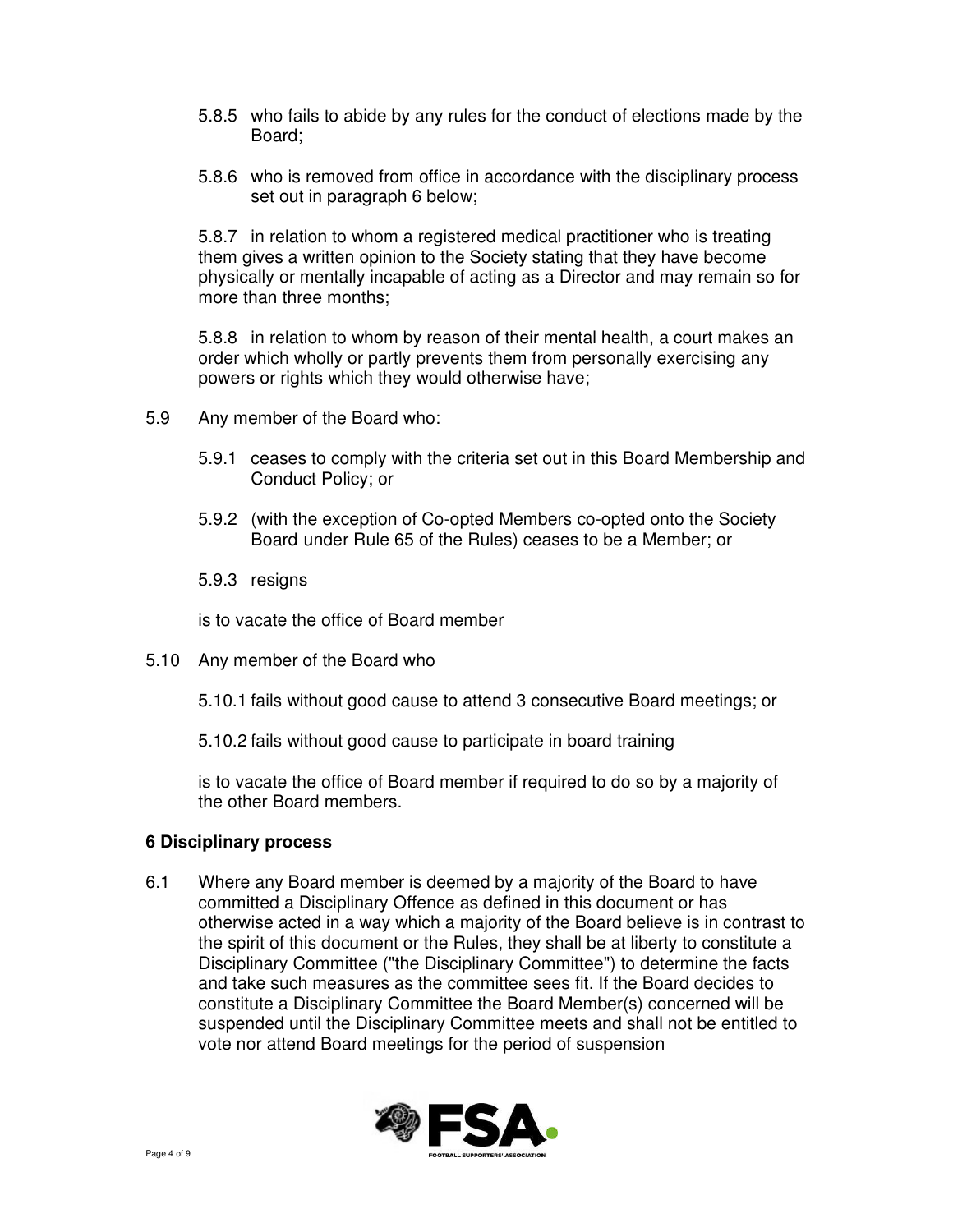5.8.5 who fails to abide by any rules for the conduct of elections made by the Board;

5.8.6 who is removed from office in accordance with the disciplinary process set out in paragraph 6 below;

5.8.7 in relation to whom a registered medical practitioner who is treating them gives a written opinion to the Society stating that they have become physically or mentally incapable of acting as a Director and may remain so for more than three months;

5.8.8 in relation to whom by reason of their mental health, a court makes an order which wholly or partly prevents them from personally exercising any powers or rights which they would otherwise have;

5.9 Any member of the Board who:

5.9.1 ceases to comply with the criteria set out in this Board Membership and Conduct Policy; or

5.9.2 (with the exception of Co-opted Members co-opted onto the Society Board under Rule 65 of the Rules) ceases to be a Member; or

5.9.3 resigns

is to vacate the office of Board member

5.10 Any member of the Board who

5.10.1 fails without good cause to attend 3 consecutive Board meetings; or

5.10.2 fails without good cause to participate in board training

is to vacate the office of Board member if required to do so by a majority of the other Board members.

**6 Disciplinary process**

6.1 Where any Board member is deemed by a majority of the Board to have committed a Disciplinary Offence as defined in this document or has otherwise acted in a way which a majority of the Board believe is in contrast to the spirit of this document or the Rules, they shall be at liberty to constitute a Disciplinary Committee ("the Disciplinary Committee") to determine the facts and take such measures as the committee sees fit. If the Board decides to constitute a Disciplinary Committee the Board Member(s) concerned will be suspended until the Disciplinary Committee meets and shall not be entitled to vote nor attend Board meetings for the period of suspension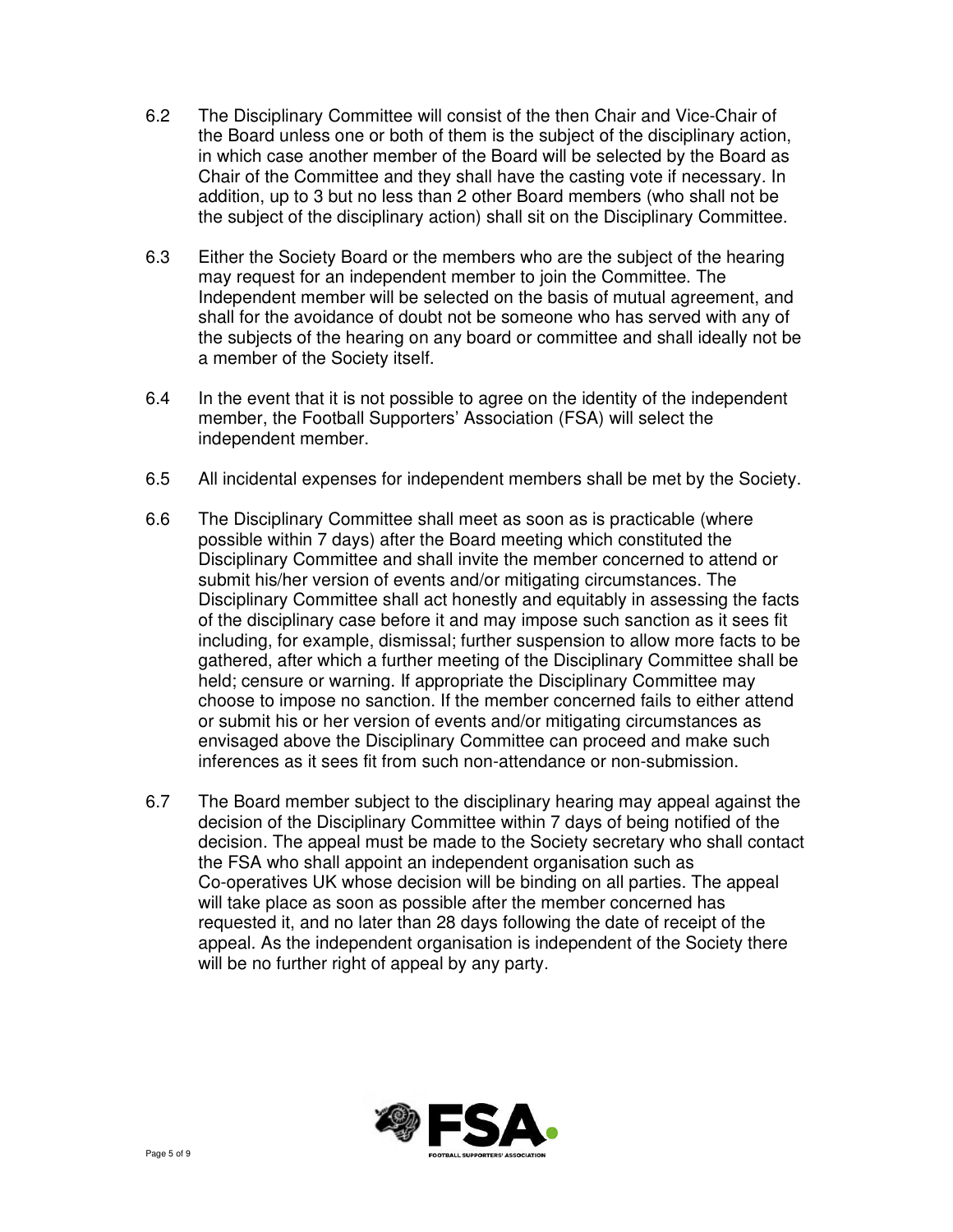6.2 The Disciplinary Committee will consist of the then Chair and Vice-Chair of the Board unless one or both of them is the subject of the disciplinary action, in which case another member of the Board will be selected by the Board as Chair of the Committee and they shall have the casting vote if necessary. In addition, up to 3 but no less than 2 other Board members (who shall not be the subject of the disciplinary action) shall sit on the Disciplinary Committee.

6.3 Either the Society Board or the members who are the subject of the hearing may request for an independent member to join the Committee. The Independent member will be selected on the basis of mutual agreement, and shall for the avoidance of doubt not be someone who has served with any of the subjects of the hearing on any board or committee and shall ideally not be a member of the Society itself.

6.4 In the event that it is not possible to agree on the identity of the independent member, the Football Supporters' Association (FSA) will select the independent member.

6.5 All incidental expenses for independent members shall be met by the Society.

6.6 The Disciplinary Committee shall meet as soon as is practicable (where possible within 7 days) after the Board meeting which constituted the Disciplinary Committee and shall invite the member concerned to attend or submit his/her version of events and/or mitigating circumstances. The Disciplinary Committee shall act honestly and equitably in assessing the facts of the disciplinary case before it and may impose such sanction as it sees fit including, for example, dismissal; further suspension to allow more facts to be gathered, after which a further meeting of the Disciplinary Committee shall be held; censure or warning. If appropriate the Disciplinary Committee may choose to impose no sanction. If the member concerned fails to either attend or submit his or her version of events and/or mitigating circumstances as envisaged above the Disciplinary Committee can proceed and make such inferences as it sees fit from such non-attendance or non-submission.

6.7 The Board member subject to the disciplinary hearing may appeal against the decision of the Disciplinary Committee within 7 days of being notified of the decision. The appeal must be made to the Society secretary who shall contact the FSA who shall appoint an independent organisation such as Co-operatives UK whose decision will be binding on all parties. The appeal will take place as soon as possible after the member concerned has requested it, and no later than 28 days following the date of receipt of the appeal. As the independent organisation is independent of the Society there will be no further right of appeal by any party.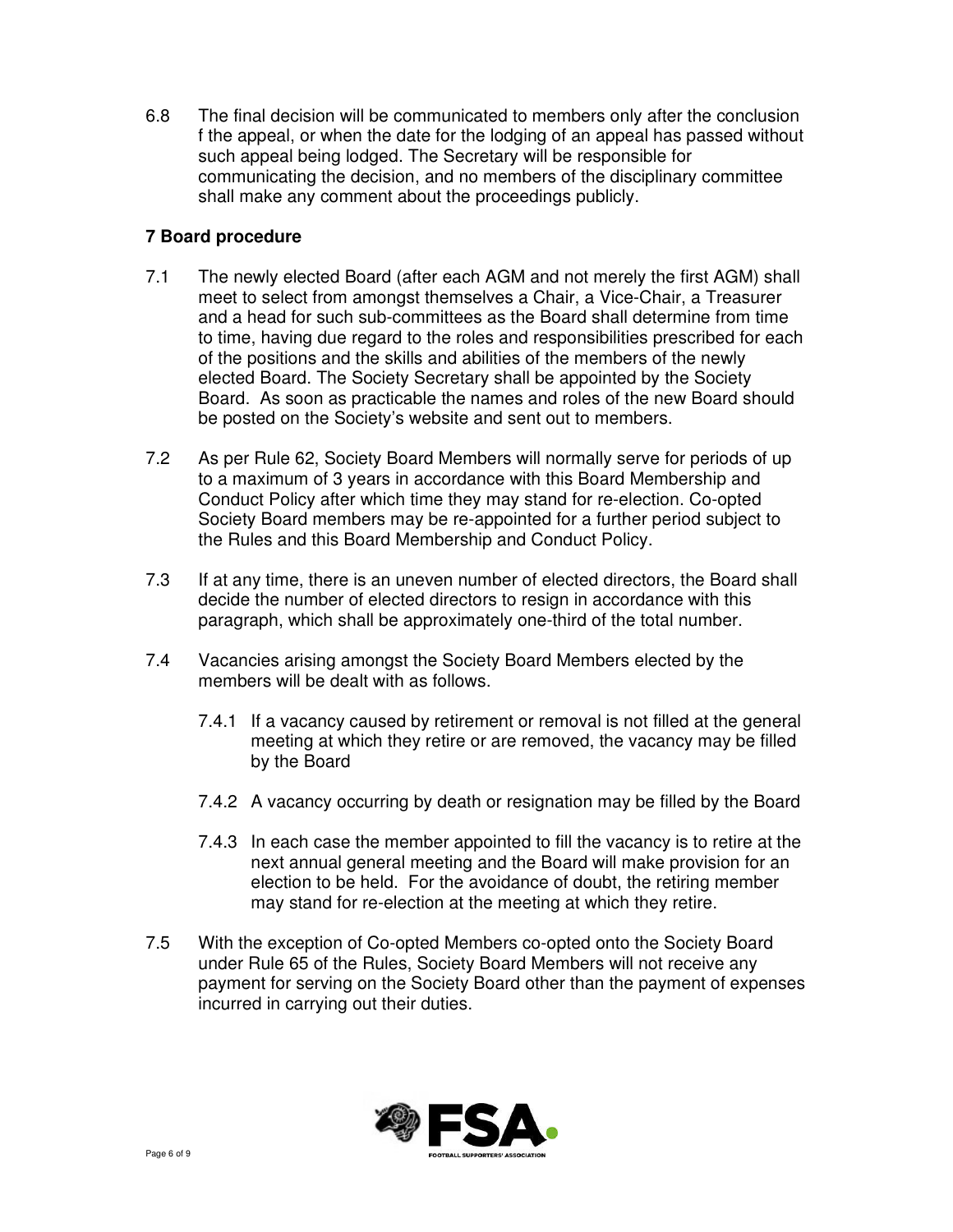6.8 The final decision will be communicated to members only after the conclusion f the appeal, or when the date for the lodging of an appeal has passed without such appeal being lodged. The Secretary will be responsible for communicating the decision, and no members of the disciplinary committee shall make any comment about the proceedings publicly.

## 7 Board procedure

7.1 The newly elected Board (after each AGM and not merely the first AGM) shall meet to select from amongst themselves a Chair, a Vice-Chair, a Treasurer and a head for such sub-committees as the Board shall determine from time to time, having due regard to the roles and responsibilities prescribed for each of the positions and the skills and abilities of the members of the newly elected Board. The Society Secretary shall be appointed by the Society Board. As soon as practicable the names and roles of the new Board should be posted on the Society's website and sent out to members.

7.2 As per Rule 62, Society Board Members will normally serve for periods of up to a maximum of 3 years in accordance with this Board Membership and Conduct Policy after which time they may stand for re-election. Co-opted Society Board members may be re-appointed for a further period subject to the Rules and this Board Membership and Conduct Policy.

7.3 If at any time, there is an uneven number of elected directors, the Board shall decide the number of elected directors to resign in accordance with this paragraph, which shall be approximately one-third of the total number.

7.4 Vacancies arising amongst the Society Board Members elected by the members will be dealt with as follows.

7.4.1 If a vacancy caused by retirement or removal is not filled at the general meeting at which they retire or are removed, the vacancy may be filled by the Board

7.4.2 A vacancy occurring by death or resignation may be filled by the Board

7.4.3 In each case the member appointed to fill the vacancy is to retire at the next annual general meeting and the Board will make provision for an election to be held. For the avoidance of doubt, the retiring member may stand for re-election at the meeting at which they retire.

7.5 With the exception of Co-opted Members co-opted onto the Society Board under Rule 65 of the Rules, Society Board Members will not receive any payment for serving on the Society Board other than the payment of expenses incurred in carrying out their duties.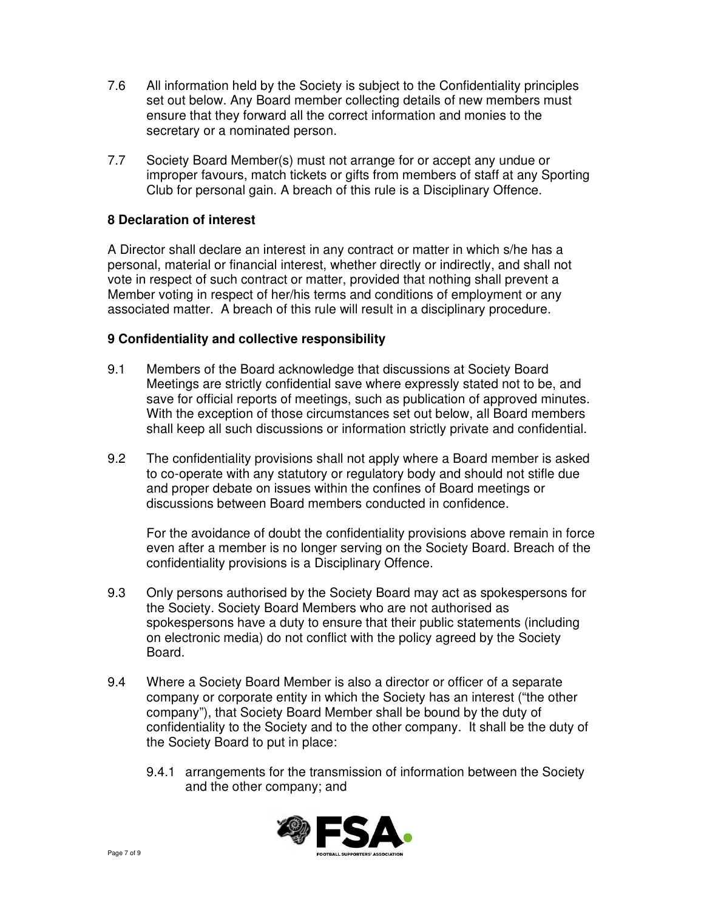7.6 All information held by the Society is subject to the Confidentiality principles set out below. Any Board member collecting details of new members must ensure that they forward all the correct information and monies to the secretary or a nominated person.

7.7 Society Board Member(s) must not arrange for or accept any undue or improper favours, match tickets or gifts from members of staff at any Sporting Club for personal gain. A breach of this rule is a Disciplinary Offence.

## 8 Declaration of interest

A Director shall declare an interest in any contract or matter in which s/he has a personal, material or financial interest, whether directly or indirectly, and shall not vote in respect of such contract or matter, provided that nothing shall prevent a Member voting in respect of her/his terms and conditions of employment or any associated matter. A breach of this rule will result in a disciplinary procedure.

## 9 Confidentiality and collective responsibility

9.1 Members of the Board acknowledge that discussions at Society Board Meetings are strictly confidential save where expressly stated not to be, and save for official reports of meetings, such as publication of approved minutes. With the exception of those circumstances set out below, all Board members shall keep all such discussions or information strictly private and confidential.

9.2 The confidentiality provisions shall not apply where a Board member is asked to co-operate with any statutory or regulatory body and should not stifle due and proper debate on issues within the confines of Board meetings or discussions between Board members conducted in confidence.

For the avoidance of doubt the confidentiality provisions above remain in force even after a member is no longer serving on the Society Board. Breach of the confidentiality provisions is a Disciplinary Offence.

9.3 Only persons authorised by the Society Board may act as spokespersons for the Society. Society Board Members who are not authorised as spokespersons have a duty to ensure that their public statements (including on electronic media) do not conflict with the policy agreed by the Society Board.

9.4 Where a Society Board Member is also a director or officer of a separate company or corporate entity in which the Society has an interest ("the other company"), that Society Board Member shall be bound by the duty of confidentiality to the Society and to the other company. It shall be the duty of the Society Board to put in place:

9.4.1 arrangements for the transmission of information between the Society and the other company; and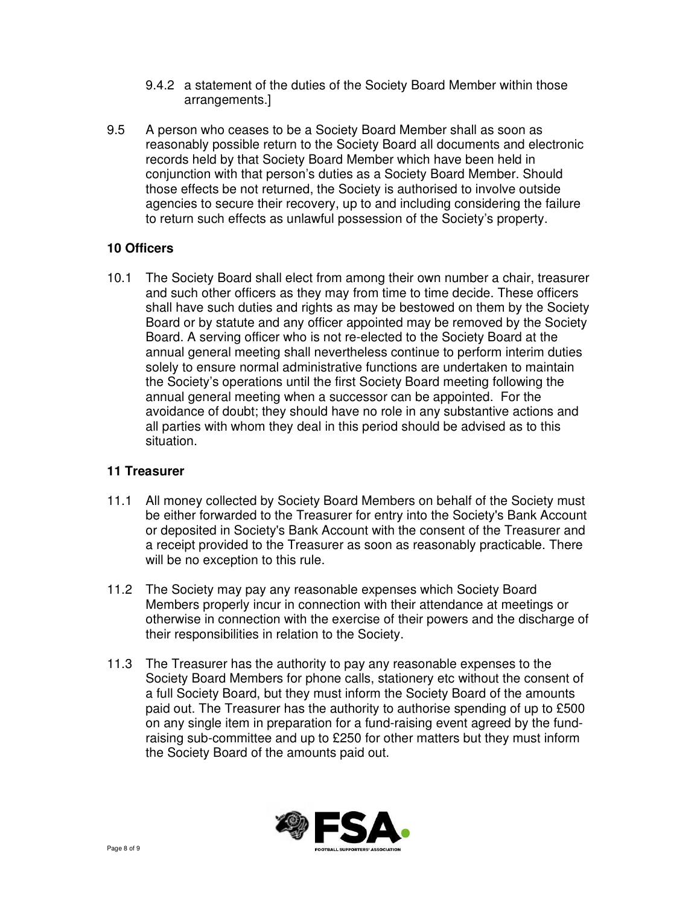9.4.2 a statement of the duties of the Society Board Member within those arrangements.]

9.5 A person who ceases to be a Society Board Member shall as soon as reasonably possible return to the Society Board all documents and electronic records held by that Society Board Member which have been held in conjunction with that person's duties as a Society Board Member. Should those effects be not returned, the Society is authorised to involve outside agencies to secure their recovery, up to and including considering the failure to return such effects as unlawful possession of the Society's property.

## 10 Officers

10.1 The Society Board shall elect from among their own number a chair, treasurer and such other officers as they may from time to time decide. These officers shall have such duties and rights as may be bestowed on them by the Society Board or by statute and any officer appointed may be removed by the Society Board. A serving officer who is not re-elected to the Society Board at the annual general meeting shall nevertheless continue to perform interim duties solely to ensure normal administrative functions are undertaken to maintain the Society's operations until the first Society Board meeting following the annual general meeting when a successor can be appointed. For the avoidance of doubt; they should have no role in any substantive actions and all parties with whom they deal in this period should be advised as to this situation.

## 11 Treasurer

11.1 All money collected by Society Board Members on behalf of the Society must be either forwarded to the Treasurer for entry into the Society's Bank Account or deposited in Society's Bank Account with the consent of the Treasurer and a receipt provided to the Treasurer as soon as reasonably practicable. There will be no exception to this rule.

11.2 The Society may pay any reasonable expenses which Society Board Members properly incur in connection with their attendance at meetings or otherwise in connection with the exercise of their powers and the discharge of their responsibilities in relation to the Society.

11.3 The Treasurer has the authority to pay any reasonable expenses to the Society Board Members for phone calls, stationery etc without the consent of a full Society Board, but they must inform the Society Board of the amounts paid out. The Treasurer has the authority to authorise spending of up to £500 on any single item in preparation for a fund-raising event agreed by the fund-raising sub-committee and up to £250 for other matters but they must inform the Society Board of the amounts paid out.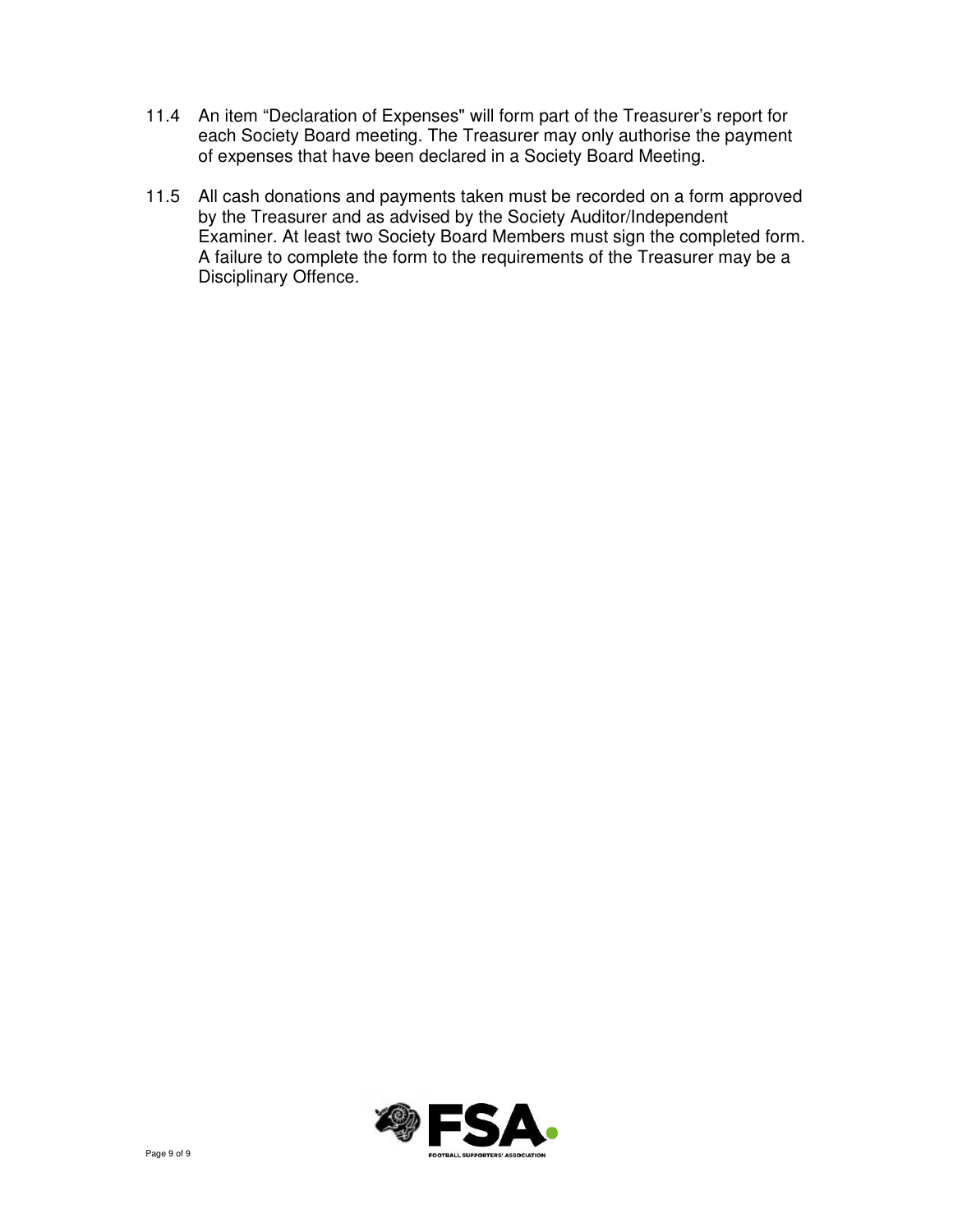11.4 An item "Declaration of Expenses" will form part of the Treasurer's report for each Society Board meeting. The Treasurer may only authorise the payment of expenses that have been declared in a Society Board Meeting.

11.5 All cash donations and payments taken must be recorded on a form approved by the Treasurer and as advised by the Society Auditor/Independent Examiner. At least two Society Board Members must sign the completed form. A failure to complete the form to the requirements of the Treasurer may be a Disciplinary Offence.